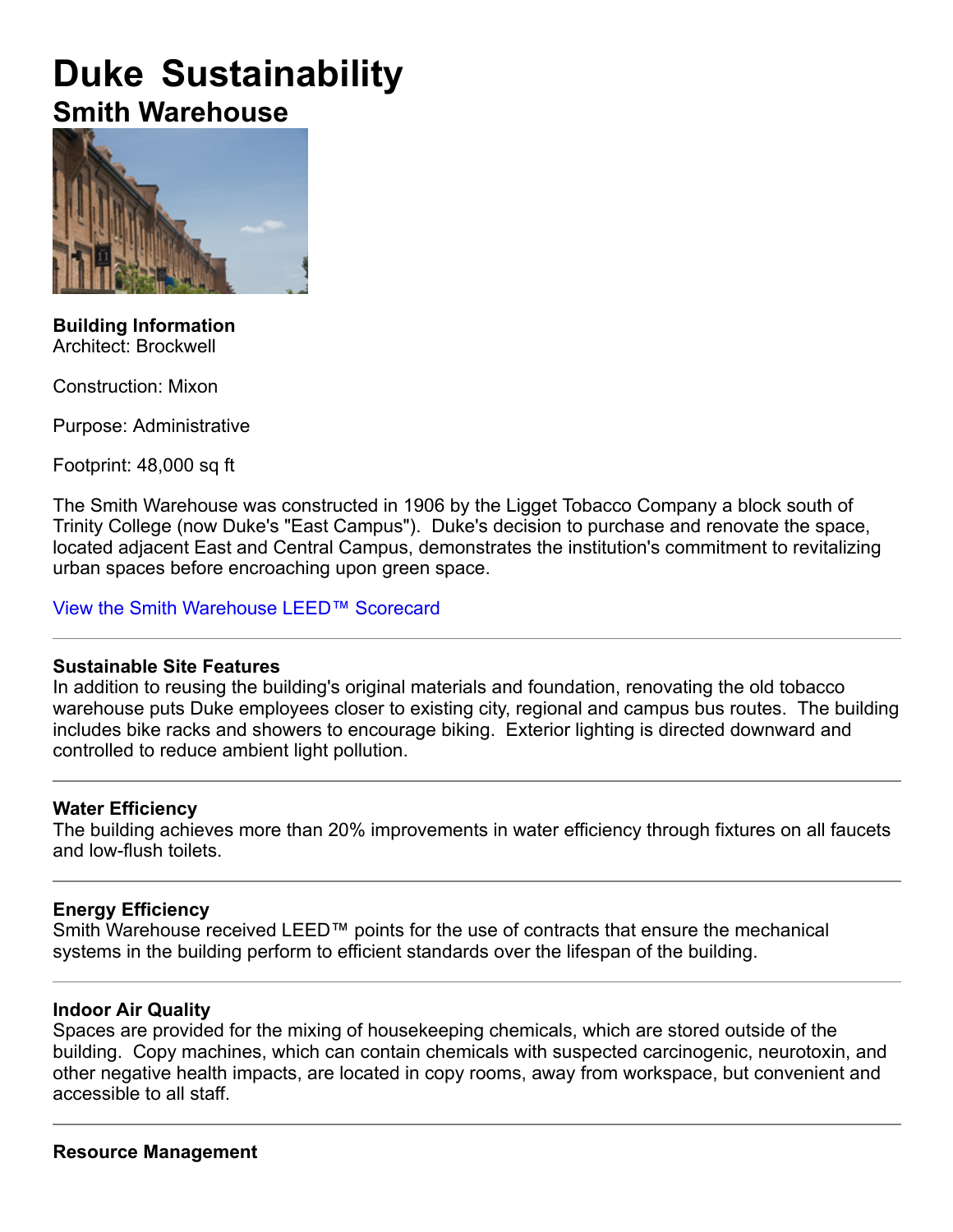# Duke Sustainability

## Smith Warehouse

**Building Information**
Architect: Brockwell

Construction: Mixon

Purpose: Administrative

Footprint: 48,000 sq ft

The Smith Warehouse was constructed in 1906 by the Ligget Tobacco Company a block south of Trinity College (now Duke's "East Campus"). Duke's decision to purchase and renovate the space, located adjacent East and Central Campus, demonstrates the institution's commitment to revitalizing urban spaces before encroaching upon green space.

View the Smith Warehouse LEED™ Scorecard

---

**Sustainable Site Features**
In addition to reusing the building's original materials and foundation, renovating the old tobacco warehouse puts Duke employees closer to existing city, regional and campus bus routes. The building includes bike racks and showers to encourage biking. Exterior lighting is directed downward and controlled to reduce ambient light pollution.

---

**Water Efficiency**
The building achieves more than 20% improvements in water efficiency through fixtures on all faucets and low-flush toilets.

---

**Energy Efficiency**
Smith Warehouse received LEED™ points for the use of contracts that ensure the mechanical systems in the building perform to efficient standards over the lifespan of the building.

---

**Indoor Air Quality**
Spaces are provided for the mixing of housekeeping chemicals, which are stored outside of the building. Copy machines, which can contain chemicals with suspected carcinogenic, neurotoxin, and other negative health impacts, are located in copy rooms, away from workspace, but convenient and accessible to all staff.

---

**Resource Management**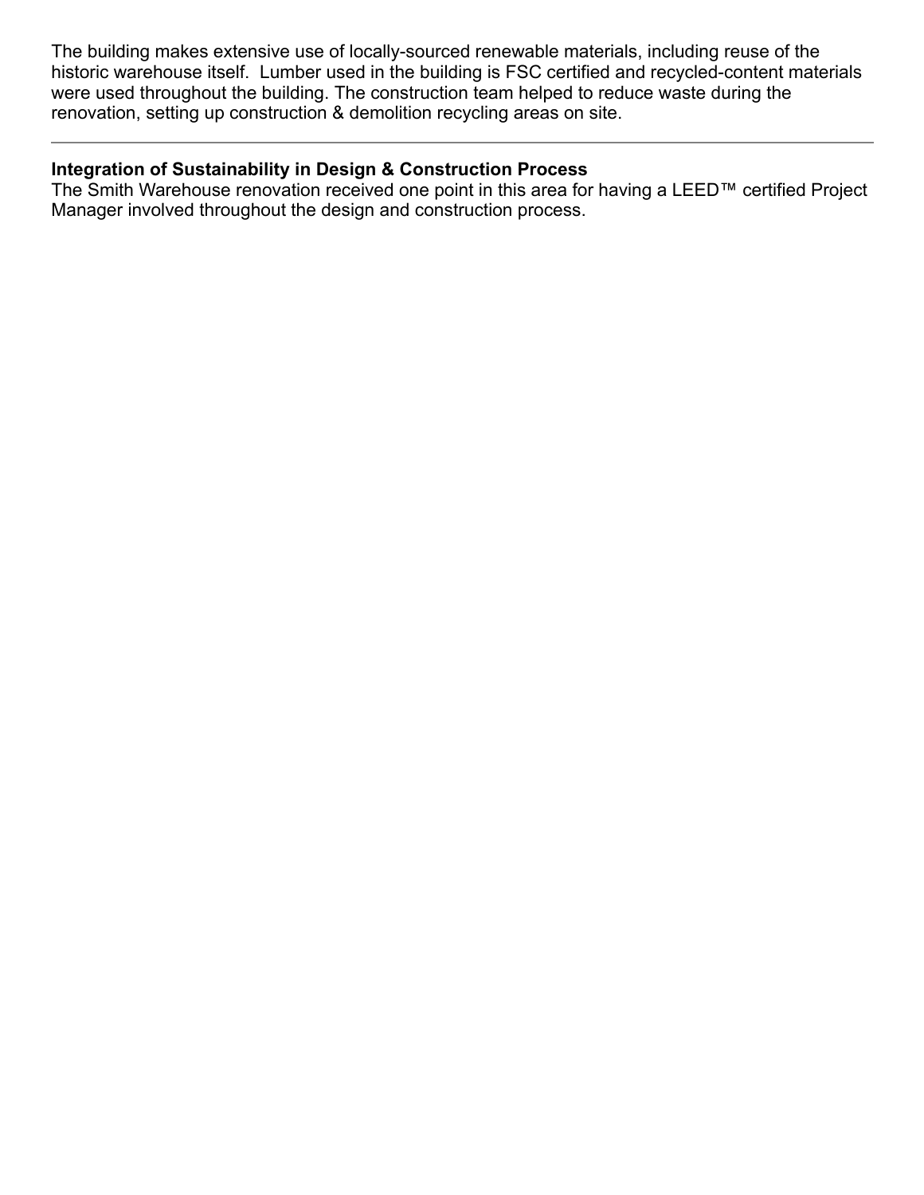The building makes extensive use of locally-sourced renewable materials, including reuse of the historic warehouse itself. Lumber used in the building is FSC certified and recycled-content materials were used throughout the building. The construction team helped to reduce waste during the renovation, setting up construction & demolition recycling areas on site.

---

**Integration of Sustainability in Design & Construction Process**

The Smith Warehouse renovation received one point in this area for having a LEED™ certified Project Manager involved throughout the design and construction process.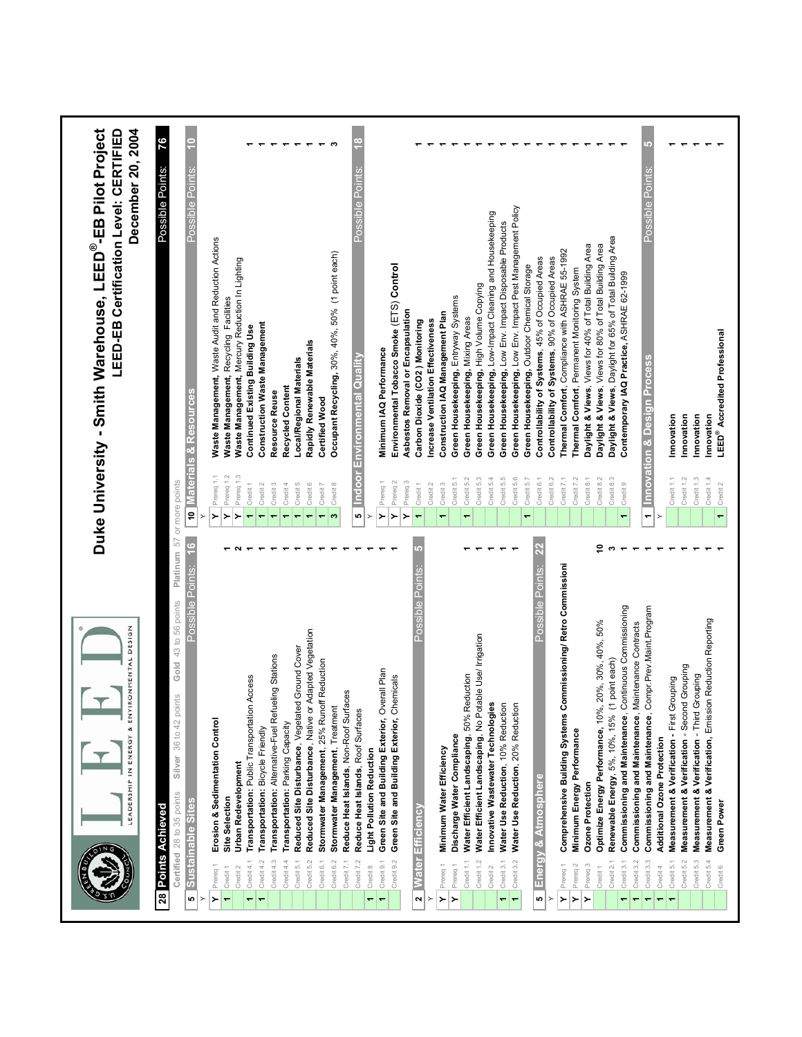# Duke University - Smith Warehouse, LEED®-EB Pilot Project

## LEED-EB Certification Level: CERTIFIED

## December 20, 2004

LEADERSHIP IN ENERGY & ENVIRONMENTAL DESIGN

**28 Points Achieved** — Possible Points: **76**

Certified 28 to 35 points — Silver 36 to 42 points — Gold 43 to 56 points — Platinum 57 or more points

### Sustainable Sites — 5 — Possible Points: 16

| Y | | | Points |
|---|---|---|---|
| Y | Prereq 1 | **Erosion & Sedimentation Control** | |
| 1 | Credit 1 | **Site Selection** | 1 |
| | Credit 2 | **Urban Redevelopment** | 2 |
| 1 | Credit 4.1 | **Transportation:** Public Transportation Access | 1 |
| 1 | Credit 4.2 | **Transportation:** Bicycle Friendly | 1 |
| | Credit 4.3 | **Transportation:** Alternative-Fuel Refueling Stations | 1 |
| | Credit 4.4 | **Transportation:** Parking Capacity | 1 |
| | Credit 5.1 | **Reduced Site Disturbance**, Vegetated Ground Cover | 1 |
| | Credit 5.2 | **Reduced Site Disturbance**, Native or Adapted Vegetation | 1 |
| | Credit 6.1 | **Stormwater Management**, 25% Runoff Reduction | 1 |
| | Credit 6.2 | **Stormwater Management**, Treatment | 1 |
| | Credit 7.1 | **Reduce Heat Islands**, Non-Roof Surfaces | 1 |
| | Credit 7.2 | **Reduce Heat Islands**, Roof Surfaces | 1 |
| 1 | Credit 8 | **Light Pollution Reduction** | 1 |
| 1 | Credit 9.1 | **Green Site and Building Exterior,** Overall Plan | 1 |
| | Credit 9.2 | **Green Site and Building Exterior,** Chemicals | 1 |

### Water Efficiency — 2 — Possible Points: 5

| Y | | | Points |
|---|---|---|---|
| Y | Prereq 1 | **Minimum Water Efficiency** | |
| Y | Prereq 1 | **Discharge Water Compliance** | |
| | Credit 1.1 | **Water Efficient Landscaping**, 50% Reduction | 1 |
| | Credit 1.2 | **Water Efficient Landscaping**, No Potable Use/ Irrigation | 1 |
| | Credit 2 | **Innovative Wastewater Technologies** | 1 |
| 1 | Credit 3.1 | **Water Use Reduction**, 10% Reduction | 1 |
| 1 | Credit 3.2 | **Water Use Reduction**, 20% Reduction | 1 |

### Energy & Atmosphere — 5 — Possible Points: 22

| Y | | | Points |
|---|---|---|---|
| Y | Prereq 1 | **Comprehensive Building Systems Commissioning/ Retro Commissioni** | |
| Y | Prereq 2 | **Minimum Energy Performance** | |
| Y | Prereq 3 | **Ozone Protection** | |
| | Credit 1 | **Optimize Energy Performance**, 10%, 20%, 30%, 40%, 50% | 10 |
| | Credit 2.1 | **Renewable Energy**, 5%, 10%, 15% (1 point each) | 3 |
| 1 | Credit 3.1 | **Commissioning and Maintenance**, Continuous Commissioning | 1 |
| 1 | Credit 3.2 | **Commissioning and Maintenance**, Maintenance Contracts | 1 |
| 1 | Credit 3.3 | **Commissioning and Maintenance**, Compr.Prev.Maint.Program | 1 |
| 1 | Credit 4 | **Additional Ozone Protection** | 1 |
| 1 | Credit 5.1 | **Measurement & Verification** - First Grouping | 1 |
| | Credit 5.2 | **Measurement & Verification** - Second Grouping | 1 |
| | Credit 5.3 | **Measurement & Verification** - Third Grouping | 1 |
| | Credit 5.4 | **Measurement & Verification**, Emission Reduction Reporting | 1 |
| | Credit 6 | **Green Power** | 1 |

### Materials & Resources — 10 — Possible Points: 10

| Y | | | Points |
|---|---|---|---|
| Y | Prereq 1.1 | **Waste Management**, Waste Audit and Reduction Actions | |
| Y | Prereq 1.2 | **Waste Management**, Recycling Facilities | |
| Y | Prereq 1.3 | **Waste Management**, Mercury Reduction In Lighting | |
| 1 | Credit 1 | **Continued Existing Building Use** | 1 |
| 1 | Credit 2 | **Construction Waste Management** | 1 |
| 1 | Credit 3 | **Resource Reuse** | 1 |
| 1 | Credit 4 | **Recycled Content** | 1 |
| 1 | Credit 5 | **Local/Regional Materials** | 1 |
| 1 | Credit 6 | **Rapidly Renewable Materials** | 1 |
| 1 | Credit 7 | **Certified Wood** | 1 |
| 3 | Credit 8 | **Occupant Recycling**, 30%, 40%, 50% (1 point each) | 3 |

### Indoor Environmental Quality — 5 — Possible Points: 18

| Y | | | Points |
|---|---|---|---|
| Y | Prereq 1 | **Minimum IAQ Performance** | |
| Y | Prereq 2 | **Environmental Tobacco Smoke (ETS) Control** | |
| Y | Prereq 3 | **Asbestos Removal or Encapsulation** | |
| 1 | Credit 1 | **Carbon Dioxide (CO2 ) Monitoring** | 1 |
| | Credit 2 | **Increase Ventilation Effectiveness** | 1 |
| 1 | Credit 3 | **Construction IAQ Management Plan** | 1 |
| | Credit 5.1 | **Green Housekeeping**, Entryway Systems | 1 |
| 1 | Credit 5.2 | **Green Housekeeping**, Mixing Areas | 1 |
| | Credit 5.3 | **Green Housekeeping**, High Volume Copying | 1 |
| | Credit 5.4 | **Green Housekeeping**, Low-Impact Cleaning and Housekeeping | 1 |
| | Credit 5.5 | **Green Housekeeping**, Low Env. Impact Disposable Products | 1 |
| | Credit 5.6 | **Green Housekeeping**, Low Env. Impact Pest Management Policy | 1 |
| 1 | Credit 5.7 | **Green Housekeeping**, Outdoor Chemical Storage | 1 |
| | Credit 6.1 | **Controllability of Systems**, 45% of Occupied Areas | 1 |
| | Credit 6.2 | **Controllability of Systems**, 90% of Occupied Areas | 1 |
| | Credit 7.1 | **Thermal Comfort**, Compliance with ASHRAE 55-1992 | 1 |
| | Credit 7.2 | **Thermal Comfort**, Permanent Monitoring System | 1 |
| | Credit 8.1 | **Daylight & Views**, Views for 40% of Total Building Area | 1 |
| | Credit 8.2 | **Daylight & Views**, Views for 80% of Total Building Area | 1 |
| | Credit 8.3 | **Daylight & Views**, Daylight for 65% of Total Building Area | 1 |
| 1 | Credit 9 | **Contemporary IAQ Practice,** ASHRAE 62-1999 | 1 |

### Innovation & Design Process — 1 — Possible Points: 5

| Y | | | Points |
|---|---|---|---|
| | Credit 1.1 | **Innovation** | 1 |
| | Credit 1.2 | **Innovation** | 1 |
| | Credit 1.3 | **Innovation** | 1 |
| | Credit 1.4 | **Innovation** | 1 |
| 1 | Credit 2 | **LEED® Accredited Professional** | 1 |